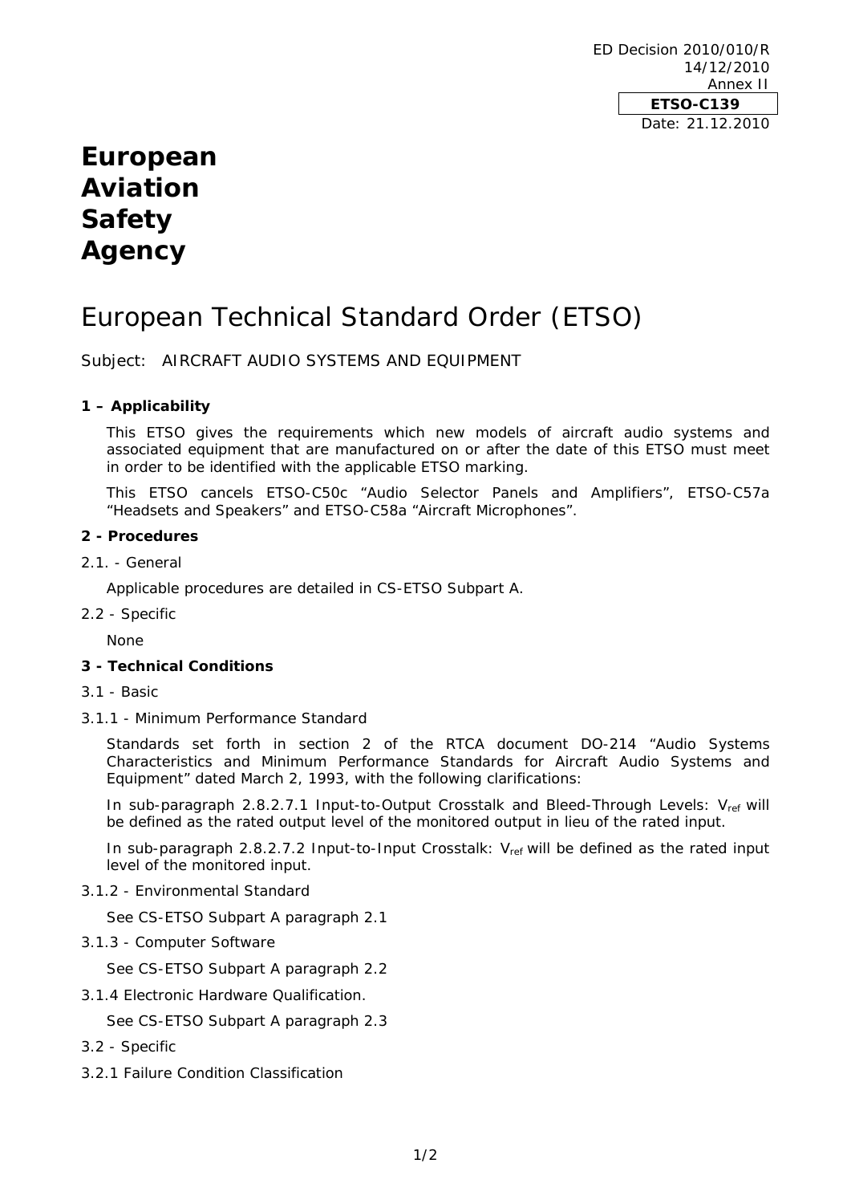ED Decision 2010/010/R
14/12/2010
Annex II

**ETSO-C139**

Date: 21.12.2010

# European Aviation Safety Agency

# European Technical Standard Order (ETSO)

Subject: AIRCRAFT AUDIO SYSTEMS AND EQUIPMENT

**1 – Applicability**

This ETSO gives the requirements which new models of aircraft audio systems and associated equipment that are manufactured on or after the date of this ETSO must meet in order to be identified with the applicable ETSO marking.

This ETSO cancels ETSO-C50c "Audio Selector Panels and Amplifiers", ETSO-C57a "Headsets and Speakers" and ETSO-C58a "Aircraft Microphones".

**2 - Procedures**

2.1. - General

Applicable procedures are detailed in CS-ETSO Subpart A.

2.2 - Specific

None

**3 - Technical Conditions**

3.1 - Basic

3.1.1 - Minimum Performance Standard

Standards set forth in section 2 of the RTCA document DO-214 "Audio Systems Characteristics and Minimum Performance Standards for Aircraft Audio Systems and Equipment" dated March 2, 1993, with the following clarifications:

In sub-paragraph 2.8.2.7.1 Input-to-Output Crosstalk and Bleed-Through Levels: $V_{ref}$ will be defined as the rated output level of the monitored output in lieu of the rated input.

In sub-paragraph 2.8.2.7.2 Input-to-Input Crosstalk: $V_{ref}$ will be defined as the rated input level of the monitored input.

3.1.2 - Environmental Standard

See CS-ETSO Subpart A paragraph 2.1

3.1.3 - Computer Software

See CS-ETSO Subpart A paragraph 2.2

3.1.4 Electronic Hardware Qualification.

See CS-ETSO Subpart A paragraph 2.3

3.2 - Specific

3.2.1 Failure Condition Classification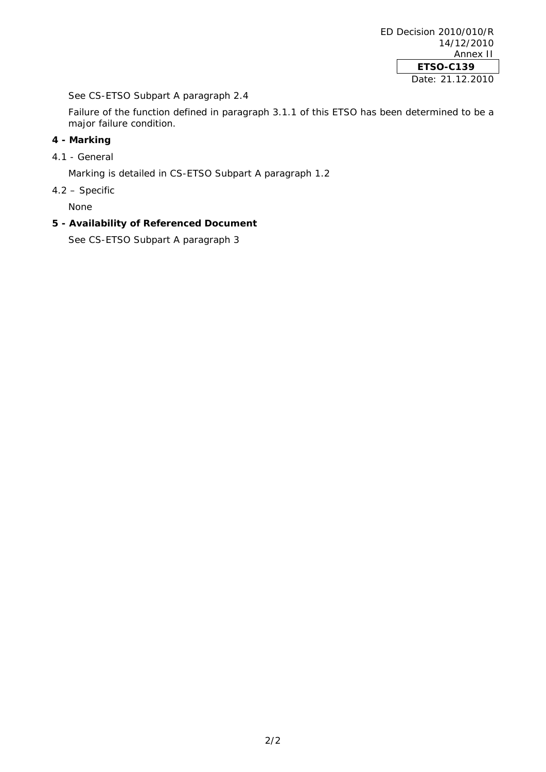See CS-ETSO Subpart A paragraph 2.4

Failure of the function defined in paragraph 3.1.1 of this ETSO has been determined to be a major failure condition.

## 4 - Marking

4.1 - General

Marking is detailed in CS-ETSO Subpart A paragraph 1.2

4.2 – Specific

None

## 5 - Availability of Referenced Document

See CS-ETSO Subpart A paragraph 3